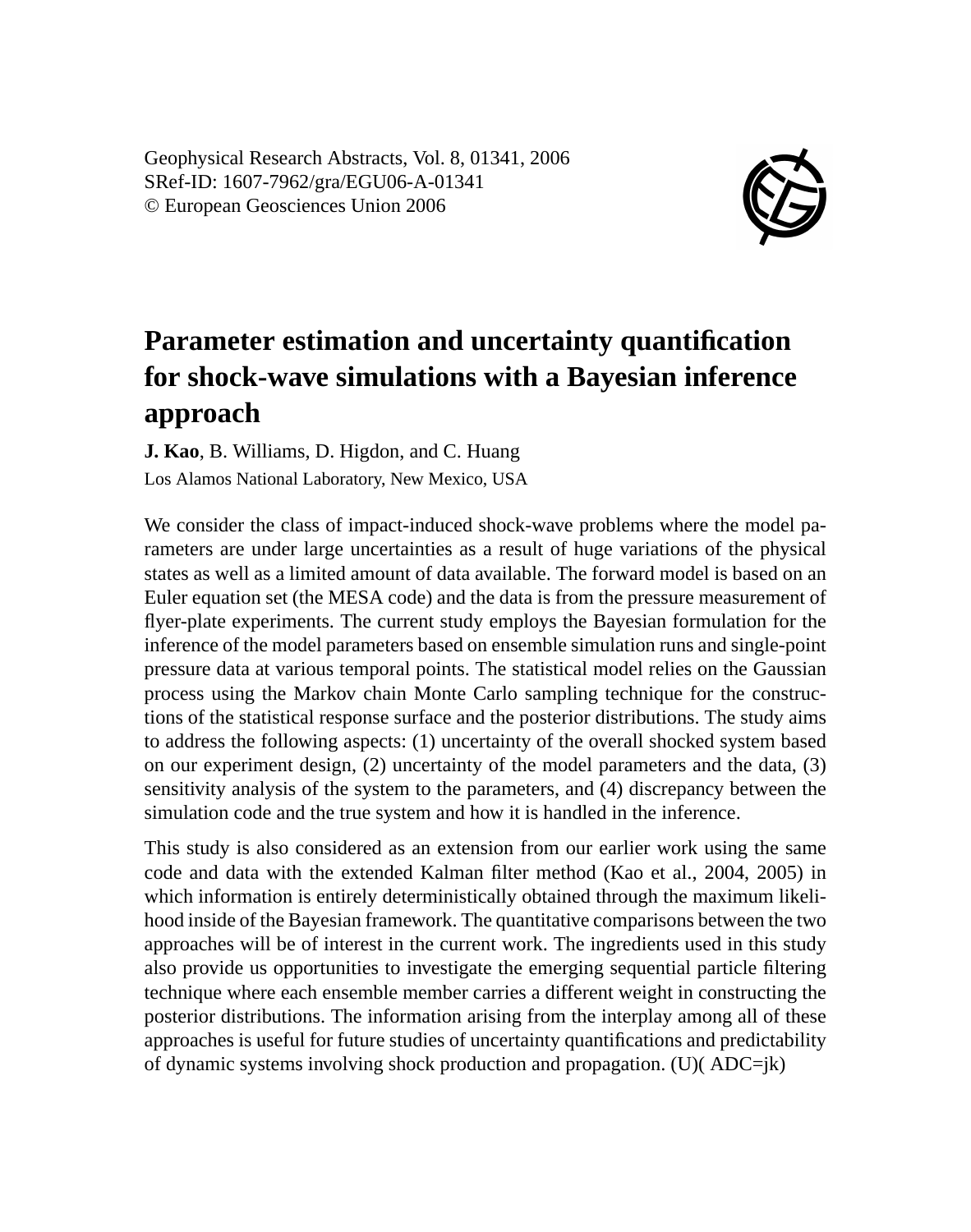Geophysical Research Abstracts, Vol. 8, 01341, 2006
SRef-ID: 1607-7962/gra/EGU06-A-01341
© European Geosciences Union 2006

# Parameter estimation and uncertainty quantification for shock-wave simulations with a Bayesian inference approach

**J. Kao**, B. Williams, D. Higdon, and C. Huang

Los Alamos National Laboratory, New Mexico, USA

We consider the class of impact-induced shock-wave problems where the model parameters are under large uncertainties as a result of huge variations of the physical states as well as a limited amount of data available. The forward model is based on an Euler equation set (the MESA code) and the data is from the pressure measurement of flyer-plate experiments. The current study employs the Bayesian formulation for the inference of the model parameters based on ensemble simulation runs and single-point pressure data at various temporal points. The statistical model relies on the Gaussian process using the Markov chain Monte Carlo sampling technique for the constructions of the statistical response surface and the posterior distributions. The study aims to address the following aspects: (1) uncertainty of the overall shocked system based on our experiment design, (2) uncertainty of the model parameters and the data, (3) sensitivity analysis of the system to the parameters, and (4) discrepancy between the simulation code and the true system and how it is handled in the inference.

This study is also considered as an extension from our earlier work using the same code and data with the extended Kalman filter method (Kao et al., 2004, 2005) in which information is entirely deterministically obtained through the maximum likelihood inside of the Bayesian framework. The quantitative comparisons between the two approaches will be of interest in the current work. The ingredients used in this study also provide us opportunities to investigate the emerging sequential particle filtering technique where each ensemble member carries a different weight in constructing the posterior distributions. The information arising from the interplay among all of these approaches is useful for future studies of uncertainty quantifications and predictability of dynamic systems involving shock production and propagation. (U)( ADC=jk)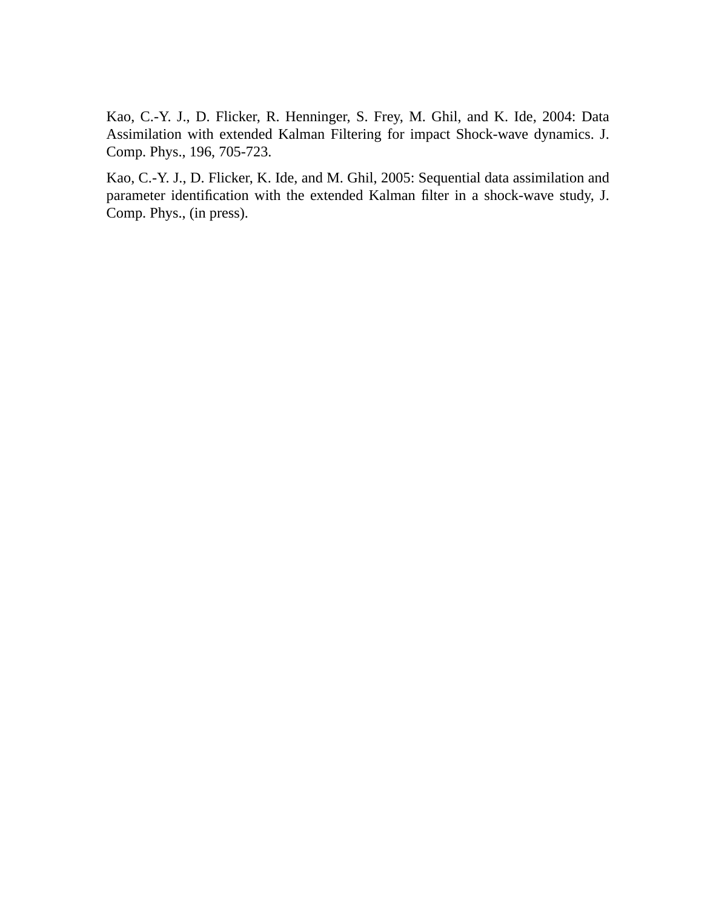Kao, C.-Y. J., D. Flicker, R. Henninger, S. Frey, M. Ghil, and K. Ide, 2004: Data Assimilation with extended Kalman Filtering for impact Shock-wave dynamics. J. Comp. Phys., 196, 705-723.

Kao, C.-Y. J., D. Flicker, K. Ide, and M. Ghil, 2005: Sequential data assimilation and parameter identification with the extended Kalman filter in a shock-wave study, J. Comp. Phys., (in press).